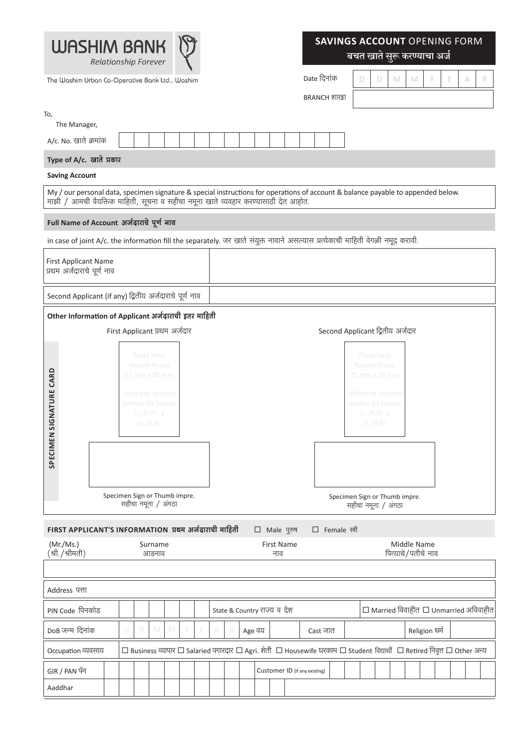**WASHIM BANK**
*Relationship Forever*

The Washim Urban Co-Operative Bank Ltd., Washim

## SAVINGS ACCOUNT OPENING FORM
## बचत खाते सुरू करण्याचा अर्ज

Date दिनांक | D | D | M | M | Y | E | A | R |

BRANCH शाखा

To,
The Manager,

A/c. No. खाते क्रमांक

**Type of A/c. खाते प्रकार**

**Saving Account**

My / our personal data, specimen signature & special instructions for operations of account & balance payable to appended below.
माझी / आमची वैयक्तिक माहिती, सूचना व सहीचा नमूना खाते व्यवहार करण्यासाठी देत आहोत.

**Full Name of Account अर्जदाराचे पूर्ण नाव**

in case of joint A/c. the information fill the separately. जर खाते संयुक्त नावाने असल्यास प्रत्येकाची माहिती वेगळी नमूद करावी.

| First Applicant Name<br>प्रथम अर्जदाराचे पूर्ण नाव | |
|---|---|
| Second Applicant (if any) द्वितीय अर्जदाराचे पूर्ण नाव | |

**Other Information of Applicant अर्जदाराची इतर माहिती**

SPECIMEN SIGNATURE CARD

| First Applicant प्रथम अर्जदार | Second Applicant द्वितीय अर्जदार |
|---|---|
| Paste here Recent Photo 25 mm x 35 mm<br>अलिकडच्या काळातील छायाचित्र येथे चिकटवा २५ मि.मि. X ३५ मि.मि. | Paste here Recent Photo 25 mm x 35 mm<br>अलिकडच्या काळातील छायाचित्र येथे चिकटवा २५ मि.मि. X ३५ मि.मि. |
| Specimen Sign or Thumb impre.<br>सहीचा नमूना / अंगठा | Specimen Sign or Thumb impre.<br>सहीचा नमूना / अंगठा |

**FIRST APPLICANT'S INFORMATION प्रथम अर्जदाराची माहिती** ☐ Male पुरुष ☐ Female स्त्री

| (Mr./Ms.)<br>(श्री./श्रीमती) | Surname<br>आडनाव | First Name<br>नाव | Middle Name<br>पित्याचे/पतीचे नाव |
|---|---|---|---|
| | | | |

| Field | | | | | |
|---|---|---|---|---|---|
| Address पत्ता | | | | | |
| PIN Code पिनकोड | | State & Country राज्य व देश | | ☐ Married विवाहीत ☐ Unmarried अविवाहीत | |
| DoB जन्म दिनांक | D D M M Y E A R | Age वय | | Cast जात | Religion धर्म |
| Occupation व्यवसाय | ☐ Business व्यापार ☐ Salaried पगारदार ☐ Agri. शेती ☐ Housewife घरकाम ☐ Student विद्यार्थी ☐ Retired निवृत्त ☐ Other अन्य | | | | |
| GIR / PAN पॅन | | Customer ID (if any existing) | | | |
| Aaddhar | | | | | |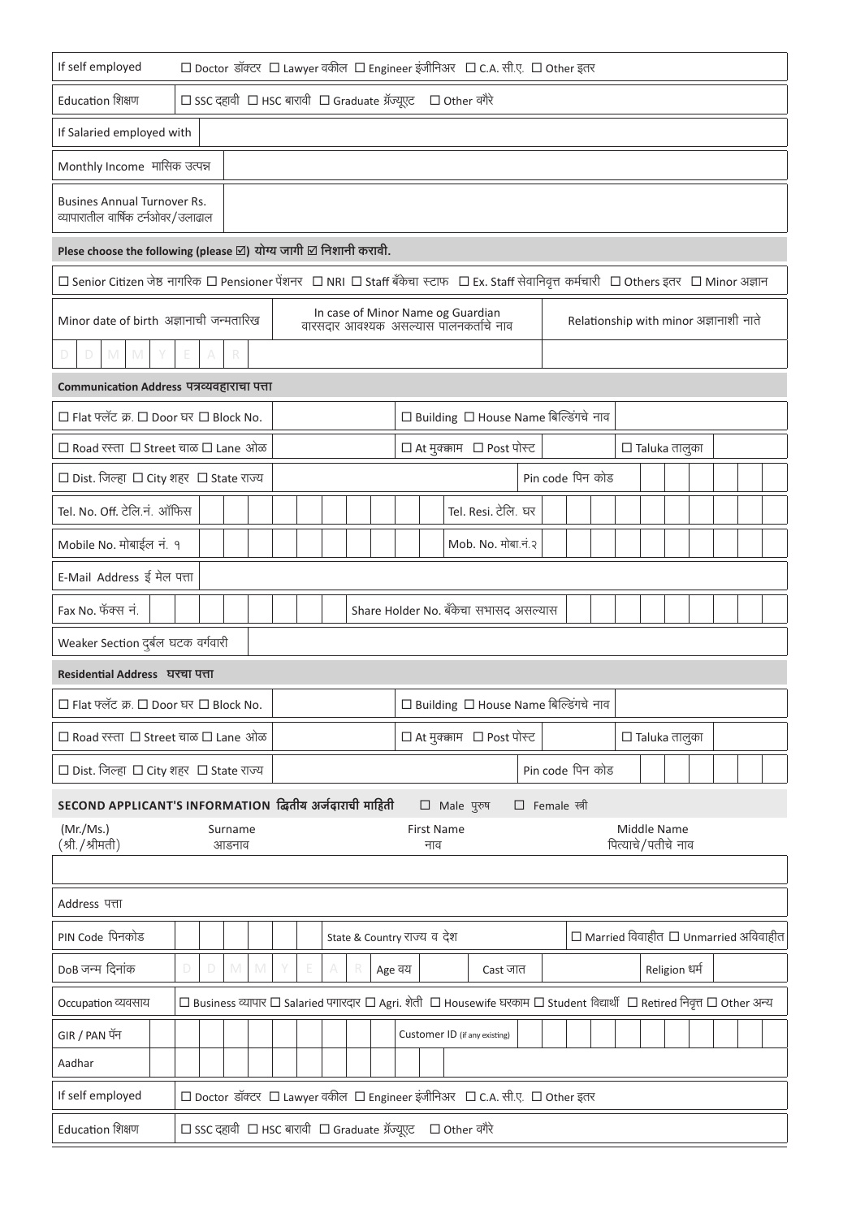| If self employed | ☐ Doctor डॉक्टर ☐ Lawyer वकील ☐ Engineer इंजीनिअर ☐ C.A. सी.ए. ☐ Other इतर |
|---|---|
| Education शिक्षण | ☐ SSC दहावी ☐ HSC बारावी ☐ Graduate ग्रॅज्यूएट ☐ Other वगैरे |
| If Salaried employed with | |
| Monthly Income मासिक उत्पन्न | |
| Busines Annual Turnover Rs. व्यापारातील वार्षिक टर्नओवर/उलाढाल | |

**Plese choose the following (please ☑) योग्य जागी ☑ निशानी करावी.**

☐ Senior Citizen जेष्ठ नागरिक ☐ Pensioner पेंशनर ☐ NRI ☐ Staff बँकेचा स्टाफ ☐ Ex. Staff सेवानिवृत्त कर्मचारी ☐ Others इतर ☐ Minor अज्ञान

| Minor date of birth अज्ञानाची जन्मतारिख | In case of Minor Name og Guardian वारसदार आवश्यक असल्यास पालनकर्ताचे नाव | Relationship with minor अज्ञानाशी नाते |
|---|---|---|
| D D M M Y E A R | | |

**Communication Address पत्रव्यवहाराचा पत्ता**

| ☐ Flat फ्लॅट क्र. ☐ Door घर ☐ Block No. | | ☐ Building ☐ House Name बिल्डिंगचे नाव | | | |
|---|---|---|---|---|---|
| ☐ Road रस्ता ☐ Street चाळ ☐ Lane ओळ | | ☐ At मुक्काम ☐ Post पोस्ट | | ☐ Taluka तालुका | |
| ☐ Dist. जिल्हा ☐ City शहर ☐ State राज्य | | | | Pin code पिन कोड | |
| Tel. No. Off. टेलि.नं. ऑफिस | | Tel. Resi. टेलि. घर | | | |
| Mobile No. मोबाईल नं. १ | | Mob. No. मोबा.नं.२ | | | |
| E-Mail Address ई मेल पत्ता | | | | | |
| Fax No. फॅक्स नं. | | Share Holder No. बँकेचा सभासद असल्यास | | | |
| Weaker Section दुर्बल घटक वर्गवारी | | | | | |

**Residential Address घरचा पत्ता**

| ☐ Flat फ्लॅट क्र. ☐ Door घर ☐ Block No. | | ☐ Building ☐ House Name बिल्डिंगचे नाव | | | |
|---|---|---|---|---|---|
| ☐ Road रस्ता ☐ Street चाळ ☐ Lane ओळ | | ☐ At मुक्काम ☐ Post पोस्ट | | ☐ Taluka तालुका | |
| ☐ Dist. जिल्हा ☐ City शहर ☐ State राज्य | | | | Pin code पिन कोड | |

**SECOND APPLICANT'S INFORMATION द्वितीय अर्जदाराची माहिती** ☐ Male पुरुष ☐ Female स्त्री

| (Mr./Ms.) (श्री./श्रीमती) | Surname आडनाव | First Name नाव | Middle Name पित्याचे/पतीचे नाव |
|---|---|---|---|
| | | | |

| Address पत्ता | | | | | | | |
|---|---|---|---|---|---|---|---|
| PIN Code पिनकोड | | State & Country राज्य व देश | | | | ☐ Married विवाहीत ☐ Unmarried अविवाहीत | |
| DoB जन्म दिनांक | D D M M Y E A R | Age वय | | Cast जात | | Religion धर्म | |
| Occupation व्यवसाय | ☐ Business व्यापार ☐ Salaried पगारदार ☐ Agri. शेती ☐ Housewife घरकाम ☐ Student विद्यार्थी ☐ Retired निवृत्त ☐ Other अन्य | | | | | | |
| GIR / PAN पॅन | | Customer ID (if any existing) | | | | | |
| Aadhar | | | | | | | |
| If self employed | ☐ Doctor डॉक्टर ☐ Lawyer वकील ☐ Engineer इंजीनिअर ☐ C.A. सी.ए. ☐ Other इतर | | | | | | |
| Education शिक्षण | ☐ SSC दहावी ☐ HSC बारावी ☐ Graduate ग्रॅज्यूएट ☐ Other वगैरे | | | | | | |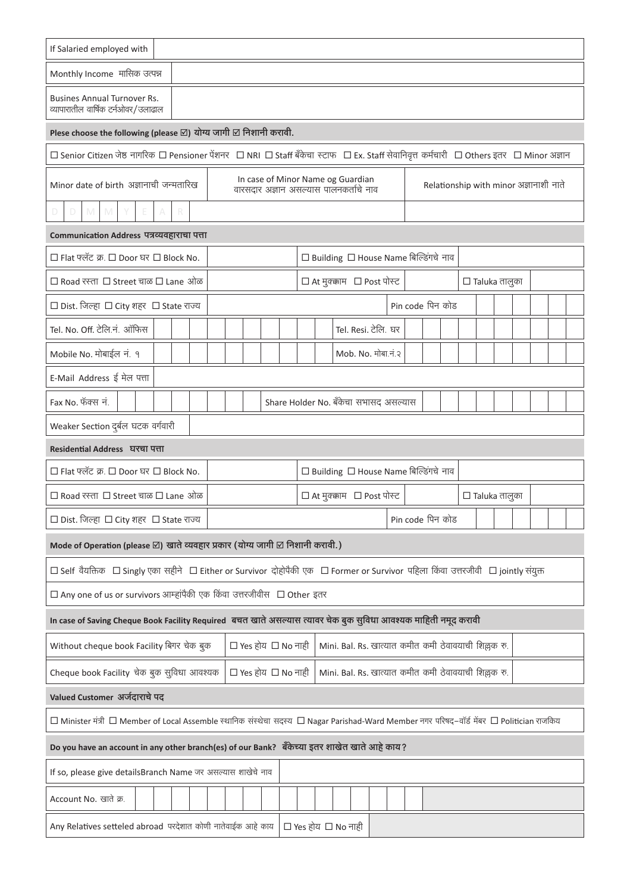| If Salaried employed with | |
|---|---|
| Monthly Income मासिक उत्पन्न | |
| Busines Annual Turnover Rs. व्यापारातील वार्षिक टर्नओवर/उलाढाल | |

**Plese choose the following (please ☑) योग्य जागी ☑ निशानी करावी.**

☐ Senior Citizen जेष्ठ नागरिक ☐ Pensioner पेंशनर ☐ NRI ☐ Staff बँकेचा स्टाफ ☐ Ex. Staff सेवानिवृत्त कर्मचारी ☐ Others इतर ☐ Minor अज्ञान

| Minor date of birth अज्ञानाची जन्मतारिख | In case of Minor Name og Guardian वारसदार अज्ञान असल्यास पालनकर्तांचे नाव | Relationship with minor अज्ञानाशी नाते |
|---|---|---|
| D D M M Y E A R | | |

**Communication Address पत्रव्यवहाराचा पत्ता**

| ☐ Flat फ्लॅट क्र. ☐ Door घर ☐ Block No. | | ☐ Building ☐ House Name बिल्डिंगचे नाव | | | |
|---|---|---|---|---|---|
| ☐ Road रस्ता ☐ Street चाळ ☐ Lane ओळ | | ☐ At मुक्काम ☐ Post पोस्ट | | ☐ Taluka तालुका | |
| ☐ Dist. जिल्हा ☐ City शहर ☐ State राज्य | | | Pin code पिन कोड | | |
| Tel. No. Off. टेलि.नं. ऑफिस | | Tel. Resi. टेलि. घर | | | |
| Mobile No. मोबाईल नं. १ | | Mob. No. मोबा.नं.२ | | | |
| E-Mail Address ई मेल पत्ता | | | | | |
| Fax No. फॅक्स नं. | | Share Holder No. बँकेचा सभासद असल्यास | | | |
| Weaker Section दुर्बल घटक वर्गवारी | | | | | |

**Residential Address घरचा पत्ता**

| ☐ Flat फ्लॅट क्र. ☐ Door घर ☐ Block No. | | ☐ Building ☐ House Name बिल्डिंगचे नाव | | | |
|---|---|---|---|---|---|
| ☐ Road रस्ता ☐ Street चाळ ☐ Lane ओळ | | ☐ At मुक्काम ☐ Post पोस्ट | | ☐ Taluka तालुका | |
| ☐ Dist. जिल्हा ☐ City शहर ☐ State राज्य | | | Pin code पिन कोड | | |

**Mode of Operation (please ☑) खाते व्यवहार प्रकार (योग्य जागी ☑ निशानी करावी.)**

☐ Self वैयक्तिक ☐ Singly एका सहीने ☐ Either or Survivor दोहोपैकी एक ☐ Former or Survivor पहिला किंवा उत्तरजीवी ☐ jointly संयुक्त

☐ Any one of us or survivors आम्हांपैकी एक किंवा उत्तरजीवीस ☐ Other इतर

**In case of Saving Cheque Book Facility Required बचत खाते असल्यास त्यावर चेक बुक सुविधा आवश्यक माहिती नमूद करावी**

| Without cheque book Facility बिगर चेक बुक | ☐ Yes होय ☐ No नाही | Mini. Bal. Rs. खात्यात कमीत कमी ठेवावयाची शिल्लक रु. | |
|---|---|---|---|
| Cheque book Facility चेक बुक सुविधा आवश्यक | ☐ Yes होय ☐ No नाही | Mini. Bal. Rs. खात्यात कमीत कमी ठेवावयाची शिल्लक रु. | |

**Valued Customer अर्जदाराचे पद**

☐ Minister मंत्री ☐ Member of Local Assemble स्थानिक संस्थेचा सदस्य ☐ Nagar Parishad-Ward Member नगर परिषद-वॉर्ड मेंबर ☐ Politician राजकिय

**Do you have an account in any other branch(es) of our Bank? बँकेच्या इतर शाखेत खाते आहे काय?**

| If so, please give detailsBranch Name जर असल्यास शाखेचे नाव | |
|---|---|
| Account No. खाते क्र. | |
| Any Relatives setteled abroad परदेशात कोणी नातेवाईक आहे काय | ☐ Yes होय ☐ No नाही |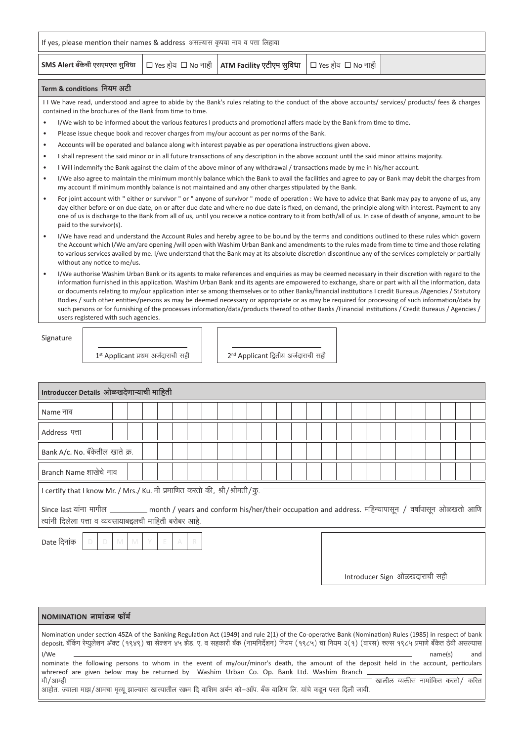If yes, please mention their names & address असल्यास कृपया नाव व पत्ता लिहावा

| SMS Alert बँकेची एसएमएस सुविधा | ☐ Yes होय ☐ No नाही | ATM Facility एटीएम सुविधा | ☐ Yes होय ☐ No नाही |
|---|---|---|---|

## Term & conditions नियम अटी

I I We have read, understood and agree to abide by the Bank's rules relating to the conduct of the above accounts/ services/ products/ fees & charges contained in the brochures of the Bank from time to time.

- I/We wish to be informed about the various features I products and promotional affers made by the Bank from time to time.
- Please issue cheque book and recover charges from my/our account as per norms of the Bank.
- Accounts will be operated and balance along with interest payable as per operationa instructions given above.
- I shall represent the said minor or in all future transactions of any description in the above account until the said minor attains majority.
- I Will indemnify the Bank against the claim of the above minor of any withdrawal / transactions made by me in his/her account.
- I/We also agree to maintain the minimum monthly balance which the Bank to avail the facilities and agree to pay or Bank may debit the charges from my account If minimum monthly balance is not maintained and any other charges stipulated by the Bank.
- For joint account with " either or survivor " or " anyone of survivor " mode of operation : We have to advice that Bank may pay to anyone of us, any day either before or on due date, on or after due date and where no due date is fixed, on demand, the principle along with interest. Payment to any one of us is discharge to the Bank from all of us, until you receive a notice contrary to it from both/all of us. In case of death of anyone, amount to be paid to the survivor(s).
- I/We have read and understand the Account Rules and hereby agree to be bound by the terms and conditions outlined to these rules which govern the Account which I/We am/are opening /will open with Washim Urban Bank and amendments to the rules made from time to time and those relating to various services availed by me. I/we understand that the Bank may at its absolute discretion discontinue any of the services completely or partially without any notice to me/us.
- I/We authorise Washim Urban Bank or its agents to make references and enquiries as may be deemed necessary in their discretion with regard to the information furnished in this application. Washim Urban Bank and its agents are empowered to exchange, share or part with all the information, data or documents relating to my/our application inter se among themselves or to other Banks/financial institutions I credit Bureaus /Agencies / Statutory Bodies / such other entities/persons as may be deemed necessary or appropriate or as may be required for processing of such information/data by such persons or for furnishing of the processes information/data/products thereof to other Banks /Financial institutions / Credit Bureaus / Agencies / users registered with such agencies.

Signature

1st Applicant प्रथम अर्जदाराची सही

2nd Applicant द्वितीय अर्जदाराची सही

## Introduccer Details ओळखदेणाऱ्याची माहिती

| Name नाव | |
|---|---|
| Address पत्ता | |
| Bank A/c. No. बँकेतील खाते क्र. | |
| Branch Name शाखेचे नाव | |

I certify that I know Mr. / Mrs./ Ku. मी प्रमाणित करतो की, श्री/श्रीमती/कु.

Since last यांना मागील __________ month / years and conform his/her/their occupation and address. महिन्यापासून / वर्षापासून ओळखतो आणि त्यांनी दिलेला पत्ता व व्यवसायाबद्दलची माहिती बरोबर आहे.

Date दिनांक D D M M Y E A R

Introducer Sign ओळखदाराची सही

## NOMINATION नामांकन फॉर्म

Nomination under section 45ZA of the Banking Regulation Act (1949) and rule 2(1) of the Co-operative Bank (Nomination) Rules (1985) in respect of bank deposit. बँकिंग रेग्युलेशन अॅक्ट (१९४९) चा सेक्शन ४५ झेड. ए. व सहकारी बँक (नामनिर्देशन) नियम (१९८५) चा नियम २(१) (वारस) रुल्स १९८५ प्रमाणे बँकेत ठेवी असल्यास

I/We __________ name(s) and nominate the following persons to whom in the event of my/our/minor's death, the amount of the deposit held in the account, particulars whrereof are given below may be returned by Washim Urban Co. Op. Bank Ltd. Washim Branch __________

मी/आम्ही __________ खालील व्यक्तीस नामांकित करतो/ करित आहोत. ज्याला माझ/आमचा मृत्यू झाल्यास खात्यातील रक्कम दि वाशिम अर्बन को-ऑप. बँक वाशिम लि. यांचे कडून परत दिली जावी.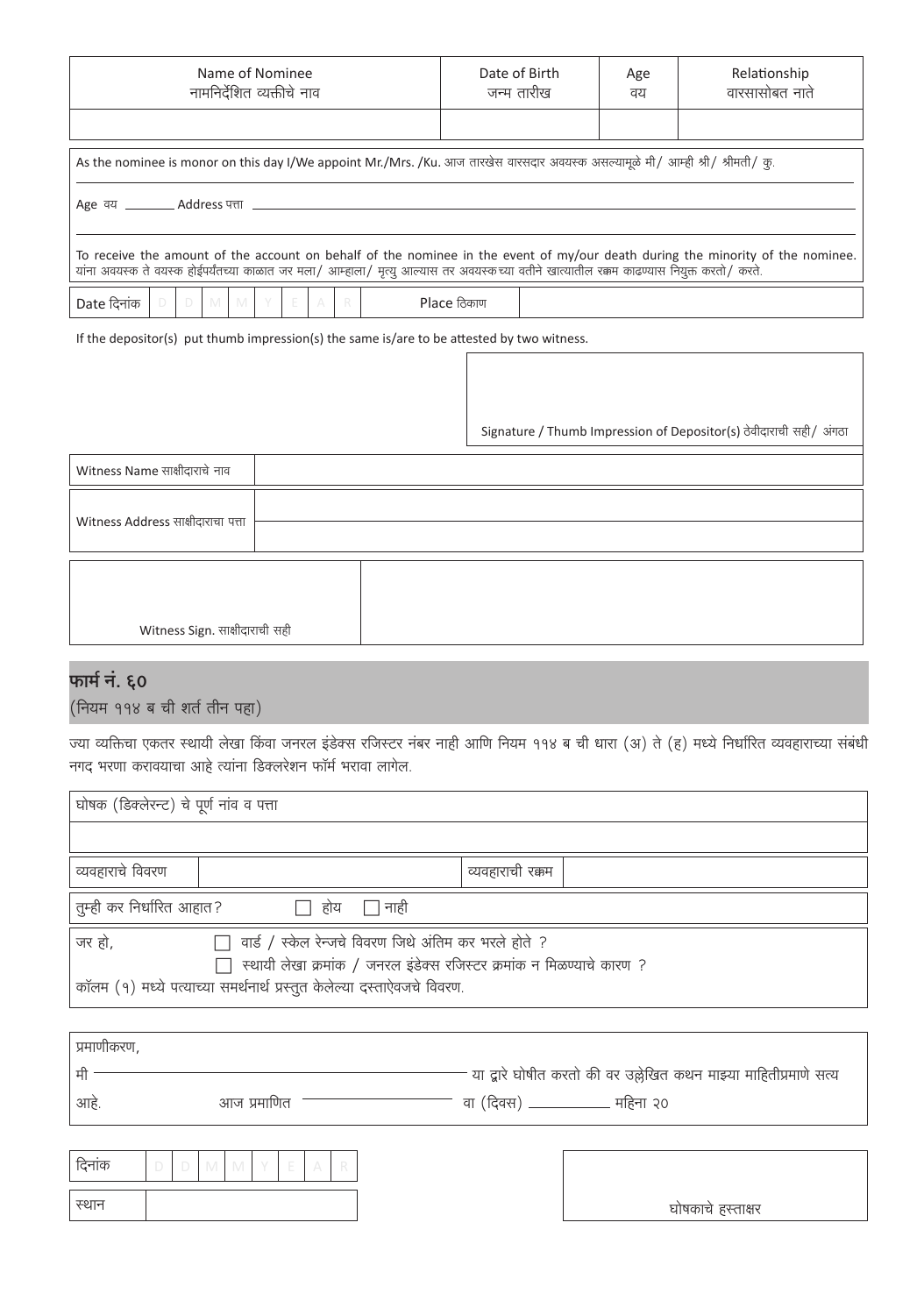| Name of Nominee नामनिर्देशित व्यक्तीचे नाव | Date of Birth जन्म तारीख | Age वय | Relationship वारसासोबत नाते |
|---|---|---|---|
| | | | |

As the nominee is monor on this day I/We appoint Mr./Mrs. /Ku. आज तारखेस वारसदार अवयस्क असल्यामूळे मी/ आम्ही श्री/ श्रीमती/ कु.

Age वय _______ Address पत्ता

To receive the amount of the account on behalf of the nominee in the event of my/our death during the minority of the nominee. यांना अवयस्क ते वयस्क होईपर्यंतच्या काळात जर मला/ आम्हाला/ मृत्यु आल्यास तर अवयस्कच्या वतीने खात्यातील रक्कम काढण्यास नियुक्त करतो/ करते.

| Date दिनांक | D | D | M | M | Y | E | A | R | Place ठिकाण | |
|---|---|---|---|---|---|---|---|---|---|---|

If the depositor(s) put thumb impression(s) the same is/are to be attested by two witness.

Signature / Thumb Impression of Depositor(s) ठेवीदाराची सही/ अंगठा

| Witness Name साक्षीदाराचे नाव | |
|---|---|
| Witness Address साक्षीदाराचा पत्ता | |

| Witness Sign. साक्षीदाराची सही | |
|---|---|

## फार्म नं. ६०

(नियम ११४ ब ची शर्त तीन पहा)

ज्या व्यक्तिचा एकतर स्थायी लेखा किंवा जनरल इंडेक्स रजिस्टर नंबर नाही आणि नियम ११४ ब ची धारा (अ) ते (ह) मध्ये निर्धारित व्यवहाराच्या संबंधी नगद भरणा करावयाचा आहे त्यांना डिक्लेरेशन फॉर्म भरावा लागेल.

| घोषक (डिक्लेरन्ट) चे पूर्ण नांव व पत्ता |
|---|
| |

| व्यवहाराचे विवरण | | व्यवहाराची रक्कम | |
|---|---|---|---|

तुम्ही कर निर्धारित आहात? ☐ होय ☐ नाही

जर हो, ☐ वार्ड / स्केल रेन्जचे विवरण जिथे अंतिम कर भरले होते ?
☐ स्थायी लेखा क्रमांक / जनरल इंडेक्स रजिस्टर क्रमांक न मिळण्याचे कारण ?

कॉलम (१) मध्ये पत्याच्या समर्थनार्थ प्रस्तुत केलेल्या दस्ताऐवजचे विवरण.

प्रमाणीकरण,

मी __________ या द्वारे घोषीत करतो की वर उल्लेखित कथन माझ्या माहितीप्रमाणे सत्य आहे. आज प्रमाणित __________ वा (दिवस) __________ महिना २०

| दिनांक | D | D | M | M | Y | E | A | R |
|---|---|---|---|---|---|---|---|---|
| स्थान | | | | | | | | |

घोषकाचे हस्ताक्षर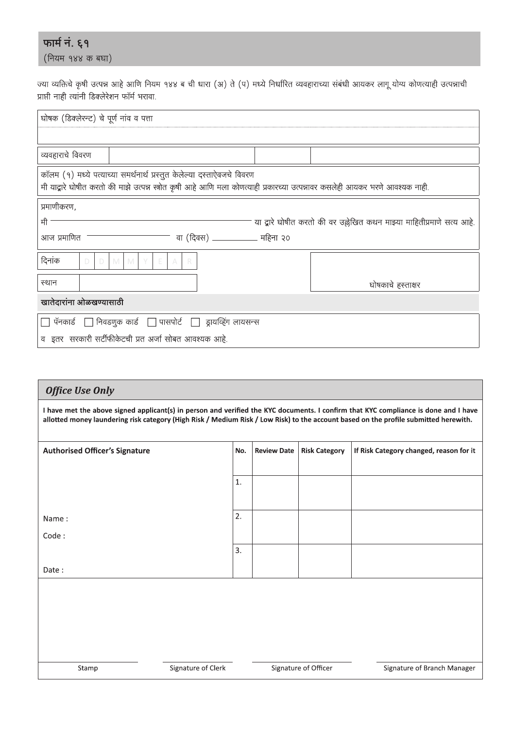## फार्म नं. ६१
(नियम १४४ क बघा)

ज्या व्यक्तिचे कृषी उत्पन्न आहे आणि नियम १४४ ब ची धारा (अ) ते (प) मध्ये निर्धारित व्यवहाराच्या संबंधी आयकर लागू योग्य कोणत्याही उत्पन्नाची प्राप्ती नाही त्यांनी डिक्लेरेशन फॉर्म भरावा.

घोषक (डिक्लेरन्ट) चे पूर्ण नांव व पत्ता

| | | | |
|---|---|---|---|
| व्यवहाराचे विवरण | | | |

कॉलम (१) मध्ये पत्याच्या समर्थनार्थ प्रस्तुत केलेल्या दस्ताऐवजचे विवरण
मी याद्वारे घोषीत करतो की माझे उत्पन्न स्त्रोत कृषी आहे आणि मला कोणत्याही प्रकारच्या उत्पन्नावर कसलेही आयकर भरणे आवश्यक नाही.

प्रमाणीकरण,

मी ______________________ या द्वारे घोषीत करतो की वर उल्लेखित कथन माझ्या माहितीप्रमाणे सत्य आहे.

आज प्रमाणित ______________ वा (दिवस) ____________ महिना २०

दिनांक D D M M Y E A R

स्थान

घोषकाचे हस्ताक्षर

**खातेदारांना ओळखण्यासाठी**

☐ पॅनकार्ड ☐ निवडणुक कार्ड ☐ पासपोर्ट ☐ ड्रायव्हिंग लायसन्स

व इतर सरकारी सर्टीफीकेटची प्रत अर्जा सोबत आवश्यक आहे.

### *Office Use Only*

**I have met the above signed applicant(s) in person and verified the KYC documents. I confirm that KYC compliance is done and I have allotted money laundering risk category (High Risk / Medium Risk / Low Risk) to the account based on the profile submitted herewith.**

| Authorised Officer's Signature | No. | Review Date | Risk Category | If Risk Category changed, reason for it |
|---|---|---|---|---|
| | 1. | | | |
| Name : <br> Code : | 2. | | | |
| Date : | 3. | | | |

Stamp    Signature of Clerk    Signature of Officer    Signature of Branch Manager